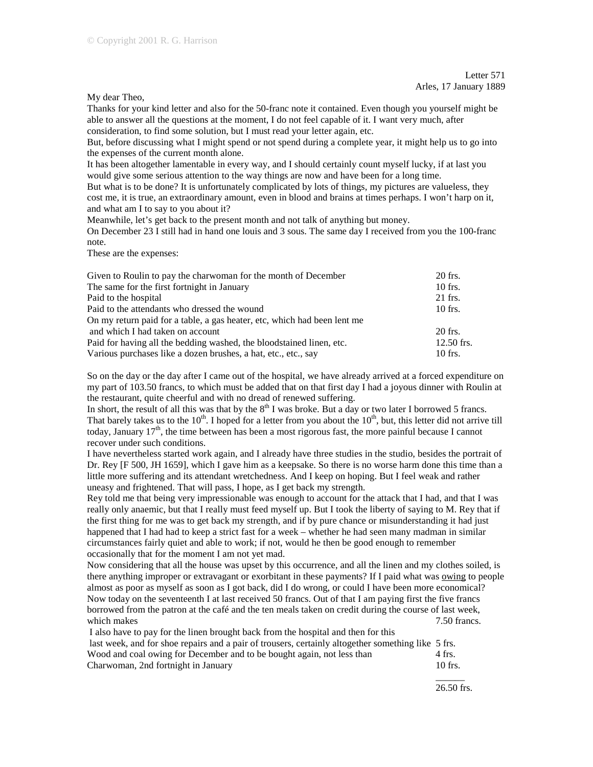Letter 571
Arles, 17 January 1889

My dear Theo,

Thanks for your kind letter and also for the 50-franc note it contained. Even though you yourself might be able to answer all the questions at the moment, I do not feel capable of it. I want very much, after consideration, to find some solution, but I must read your letter again, etc.

But, before discussing what I might spend or not spend during a complete year, it might help us to go into the expenses of the current month alone.

It has been altogether lamentable in every way, and I should certainly count myself lucky, if at last you would give some serious attention to the way things are now and have been for a long time.

But what is to be done? It is unfortunately complicated by lots of things, my pictures are valueless, they cost me, it is true, an extraordinary amount, even in blood and brains at times perhaps. I won't harp on it, and what am I to say to you about it?

Meanwhile, let's get back to the present month and not talk of anything but money.

On December 23 I still had in hand one louis and 3 sous. The same day I received from you the 100-franc note.

These are the expenses:

| | |
|---|---|
| Given to Roulin to pay the charwoman for the month of December | 20 frs. |
| The same for the first fortnight in January | 10 frs. |
| Paid to the hospital | 21 frs. |
| Paid to the attendants who dressed the wound | 10 frs. |
| On my return paid for a table, a gas heater, etc, which had been lent me and which I had taken on account | 20 frs. |
| Paid for having all the bedding washed, the bloodstained linen, etc. | 12.50 frs. |
| Various purchases like a dozen brushes, a hat, etc., etc., say | 10 frs. |

So on the day or the day after I came out of the hospital, we have already arrived at a forced expenditure on my part of 103.50 francs, to which must be added that on that first day I had a joyous dinner with Roulin at the restaurant, quite cheerful and with no dread of renewed suffering.

In short, the result of all this was that by the 8th I was broke. But a day or two later I borrowed 5 francs. That barely takes us to the 10th. I hoped for a letter from you about the 10th, but, this letter did not arrive till today, January 17th, the time between has been a most rigorous fast, the more painful because I cannot recover under such conditions.

I have nevertheless started work again, and I already have three studies in the studio, besides the portrait of Dr. Rey [F 500, JH 1659], which I gave him as a keepsake. So there is no worse harm done this time than a little more suffering and its attendant wretchedness. And I keep on hoping. But I feel weak and rather uneasy and frightened. That will pass, I hope, as I get back my strength.

Rey told me that being very impressionable was enough to account for the attack that I had, and that I was really only anaemic, but that I really must feed myself up. But I took the liberty of saying to M. Rey that if the first thing for me was to get back my strength, and if by pure chance or misunderstanding it had just happened that I had had to keep a strict fast for a week – whether he had seen many madman in similar circumstances fairly quiet and able to work; if not, would he then be good enough to remember occasionally that for the moment I am not yet mad.

Now considering that all the house was upset by this occurrence, and all the linen and my clothes soiled, is there anything improper or extravagant or exorbitant in these payments? If I paid what was <u>owing</u> to people almost as poor as myself as soon as I got back, did I do wrong, or could I have been more economical?

Now today on the seventeenth I at last received 50 francs. Out of that I am paying first the five francs borrowed from the patron at the café and the ten meals taken on credit during the course of last week,

| | |
|---|---|
| which makes | 7.50 francs. |
| I also have to pay for the linen brought back from the hospital and then for this last week, and for shoe repairs and a pair of trousers, certainly altogether something like | 5 frs. |
| Wood and coal owing for December and to be bought again, not less than | 4 frs. |
| Charwoman, 2nd fortnight in January | 10 frs. |
| | 26.50 frs. |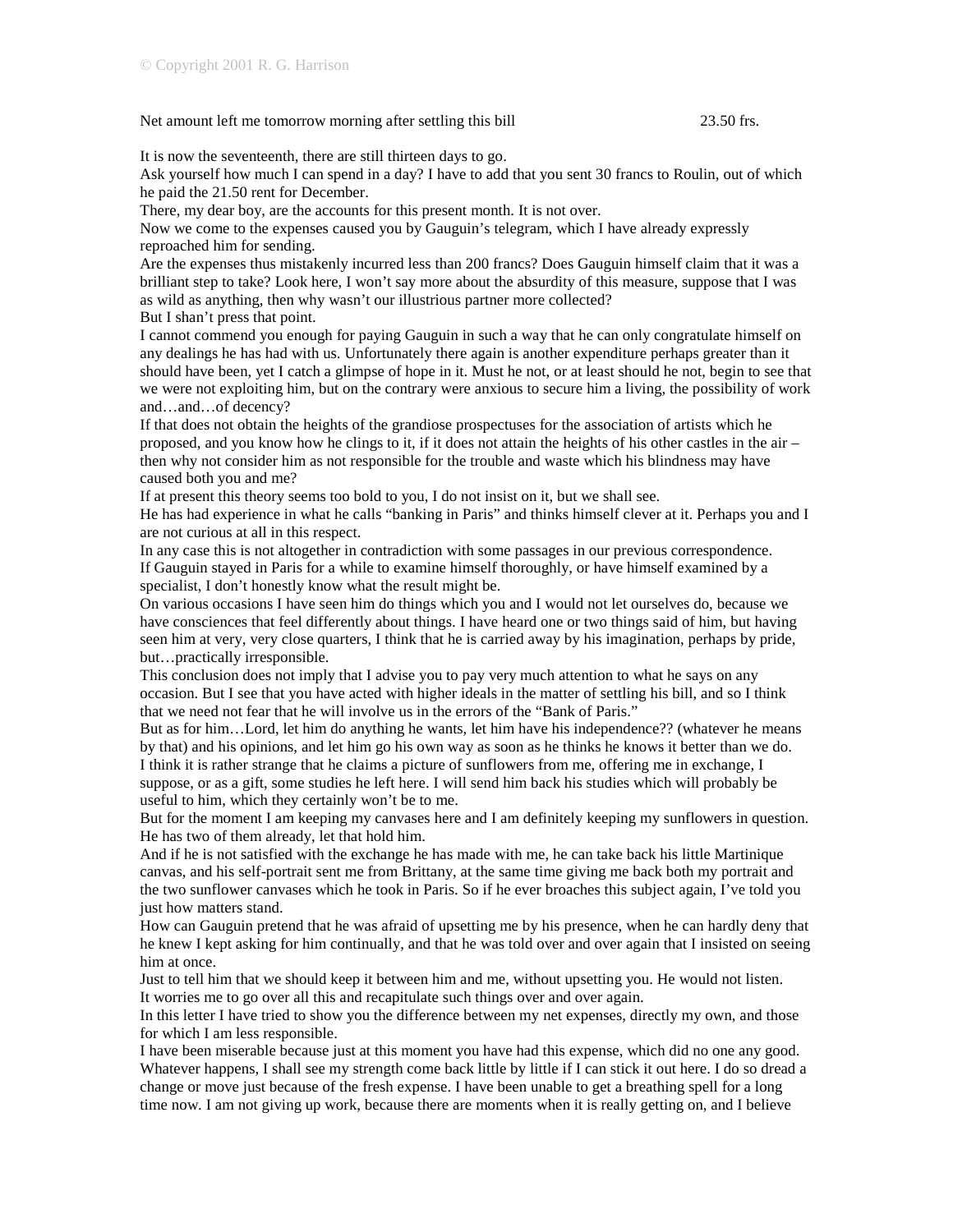Net amount left me tomorrow morning after settling this bill 23.50 frs.

It is now the seventeenth, there are still thirteen days to go.

Ask yourself how much I can spend in a day? I have to add that you sent 30 francs to Roulin, out of which he paid the 21.50 rent for December.

There, my dear boy, are the accounts for this present month. It is not over.

Now we come to the expenses caused you by Gauguin's telegram, which I have already expressly reproached him for sending.

Are the expenses thus mistakenly incurred less than 200 francs? Does Gauguin himself claim that it was a brilliant step to take? Look here, I won't say more about the absurdity of this measure, suppose that I was as wild as anything, then why wasn't our illustrious partner more collected?

But I shan't press that point.

I cannot commend you enough for paying Gauguin in such a way that he can only congratulate himself on any dealings he has had with us. Unfortunately there again is another expenditure perhaps greater than it should have been, yet I catch a glimpse of hope in it. Must he not, or at least should he not, begin to see that we were not exploiting him, but on the contrary were anxious to secure him a living, the possibility of work and…and…of decency?

If that does not obtain the heights of the grandiose prospectuses for the association of artists which he proposed, and you know how he clings to it, if it does not attain the heights of his other castles in the air – then why not consider him as not responsible for the trouble and waste which his blindness may have caused both you and me?

If at present this theory seems too bold to you, I do not insist on it, but we shall see.

He has had experience in what he calls "banking in Paris" and thinks himself clever at it. Perhaps you and I are not curious at all in this respect.

In any case this is not altogether in contradiction with some passages in our previous correspondence.

If Gauguin stayed in Paris for a while to examine himself thoroughly, or have himself examined by a specialist, I don't honestly know what the result might be.

On various occasions I have seen him do things which you and I would not let ourselves do, because we have consciences that feel differently about things. I have heard one or two things said of him, but having seen him at very, very close quarters, I think that he is carried away by his imagination, perhaps by pride, but…practically irresponsible.

This conclusion does not imply that I advise you to pay very much attention to what he says on any occasion. But I see that you have acted with higher ideals in the matter of settling his bill, and so I think that we need not fear that he will involve us in the errors of the "Bank of Paris."

But as for him…Lord, let him do anything he wants, let him have his independence?? (whatever he means by that) and his opinions, and let him go his own way as soon as he thinks he knows it better than we do.

I think it is rather strange that he claims a picture of sunflowers from me, offering me in exchange, I suppose, or as a gift, some studies he left here. I will send him back his studies which will probably be useful to him, which they certainly won't be to me.

But for the moment I am keeping my canvases here and I am definitely keeping my sunflowers in question. He has two of them already, let that hold him.

And if he is not satisfied with the exchange he has made with me, he can take back his little Martinique canvas, and his self-portrait sent me from Brittany, at the same time giving me back both my portrait and the two sunflower canvases which he took in Paris. So if he ever broaches this subject again, I've told you just how matters stand.

How can Gauguin pretend that he was afraid of upsetting me by his presence, when he can hardly deny that he knew I kept asking for him continually, and that he was told over and over again that I insisted on seeing him at once.

Just to tell him that we should keep it between him and me, without upsetting you. He would not listen.

It worries me to go over all this and recapitulate such things over and over again.

In this letter I have tried to show you the difference between my net expenses, directly my own, and those for which I am less responsible.

I have been miserable because just at this moment you have had this expense, which did no one any good. Whatever happens, I shall see my strength come back little by little if I can stick it out here. I do so dread a change or move just because of the fresh expense. I have been unable to get a breathing spell for a long time now. I am not giving up work, because there are moments when it is really getting on, and I believe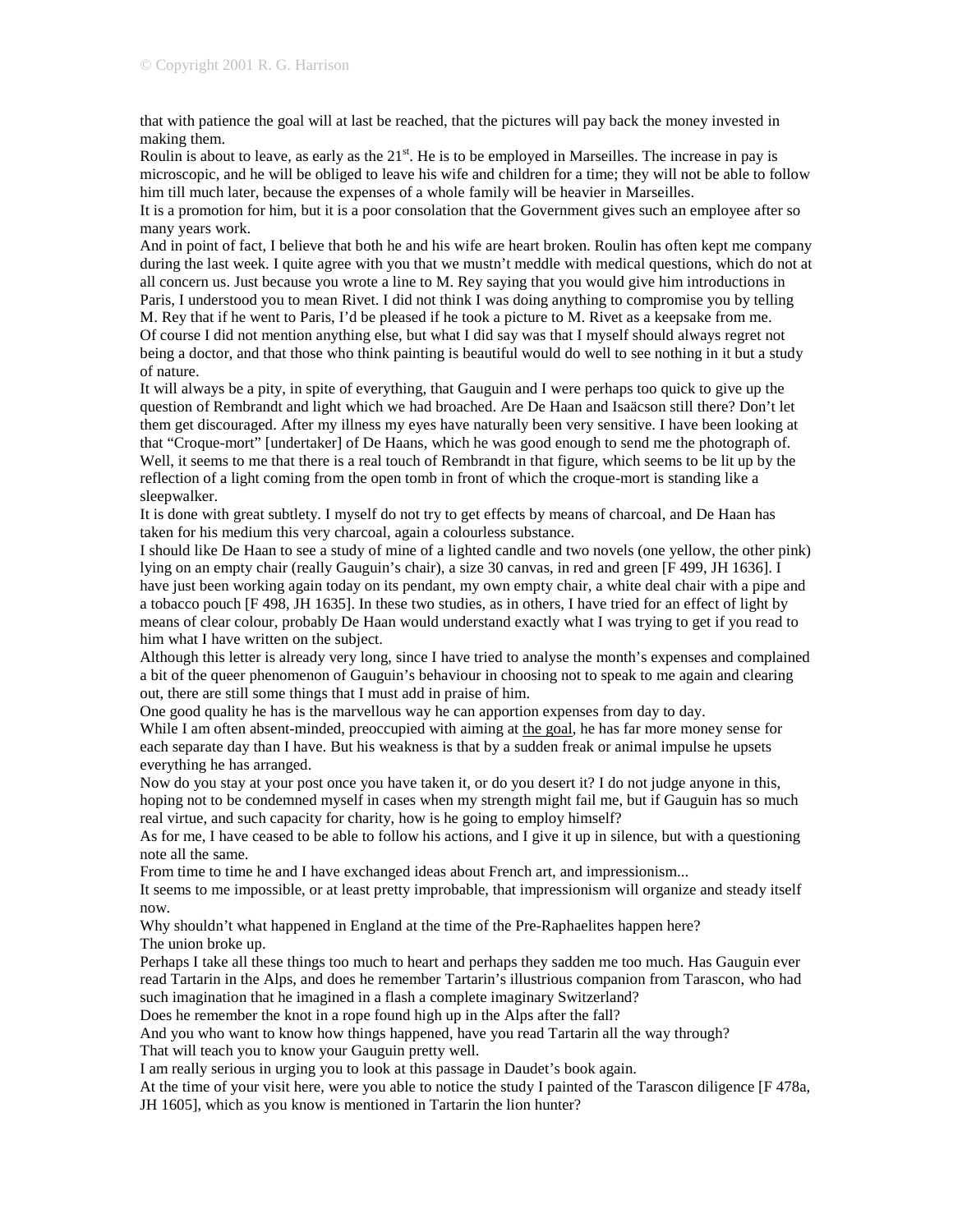that with patience the goal will at last be reached, that the pictures will pay back the money invested in making them.

Roulin is about to leave, as early as the 21st. He is to be employed in Marseilles. The increase in pay is microscopic, and he will be obliged to leave his wife and children for a time; they will not be able to follow him till much later, because the expenses of a whole family will be heavier in Marseilles.

It is a promotion for him, but it is a poor consolation that the Government gives such an employee after so many years work.

And in point of fact, I believe that both he and his wife are heart broken. Roulin has often kept me company during the last week. I quite agree with you that we mustn't meddle with medical questions, which do not at all concern us. Just because you wrote a line to M. Rey saying that you would give him introductions in Paris, I understood you to mean Rivet. I did not think I was doing anything to compromise you by telling M. Rey that if he went to Paris, I'd be pleased if he took a picture to M. Rivet as a keepsake from me.

Of course I did not mention anything else, but what I did say was that I myself should always regret not being a doctor, and that those who think painting is beautiful would do well to see nothing in it but a study of nature.

It will always be a pity, in spite of everything, that Gauguin and I were perhaps too quick to give up the question of Rembrandt and light which we had broached. Are De Haan and Isaäcson still there? Don't let them get discouraged. After my illness my eyes have naturally been very sensitive. I have been looking at that "Croque-mort" [undertaker] of De Haans, which he was good enough to send me the photograph of. Well, it seems to me that there is a real touch of Rembrandt in that figure, which seems to be lit up by the reflection of a light coming from the open tomb in front of which the croque-mort is standing like a sleepwalker.

It is done with great subtlety. I myself do not try to get effects by means of charcoal, and De Haan has taken for his medium this very charcoal, again a colourless substance.

I should like De Haan to see a study of mine of a lighted candle and two novels (one yellow, the other pink) lying on an empty chair (really Gauguin's chair), a size 30 canvas, in red and green [F 499, JH 1636]. I have just been working again today on its pendant, my own empty chair, a white deal chair with a pipe and a tobacco pouch [F 498, JH 1635]. In these two studies, as in others, I have tried for an effect of light by means of clear colour, probably De Haan would understand exactly what I was trying to get if you read to him what I have written on the subject.

Although this letter is already very long, since I have tried to analyse the month's expenses and complained a bit of the queer phenomenon of Gauguin's behaviour in choosing not to speak to me again and clearing out, there are still some things that I must add in praise of him.

One good quality he has is the marvellous way he can apportion expenses from day to day.

While I am often absent-minded, preoccupied with aiming at <u>the goal</u>, he has far more money sense for each separate day than I have. But his weakness is that by a sudden freak or animal impulse he upsets everything he has arranged.

Now do you stay at your post once you have taken it, or do you desert it? I do not judge anyone in this, hoping not to be condemned myself in cases when my strength might fail me, but if Gauguin has so much real virtue, and such capacity for charity, how is he going to employ himself?

As for me, I have ceased to be able to follow his actions, and I give it up in silence, but with a questioning note all the same.

From time to time he and I have exchanged ideas about French art, and impressionism...

It seems to me impossible, or at least pretty improbable, that impressionism will organize and steady itself now.

Why shouldn't what happened in England at the time of the Pre-Raphaelites happen here?

The union broke up.

Perhaps I take all these things too much to heart and perhaps they sadden me too much. Has Gauguin ever read Tartarin in the Alps, and does he remember Tartarin's illustrious companion from Tarascon, who had such imagination that he imagined in a flash a complete imaginary Switzerland?

Does he remember the knot in a rope found high up in the Alps after the fall?

And you who want to know how things happened, have you read Tartarin all the way through?

That will teach you to know your Gauguin pretty well.

I am really serious in urging you to look at this passage in Daudet's book again.

At the time of your visit here, were you able to notice the study I painted of the Tarascon diligence [F 478a, JH 1605], which as you know is mentioned in Tartarin the lion hunter?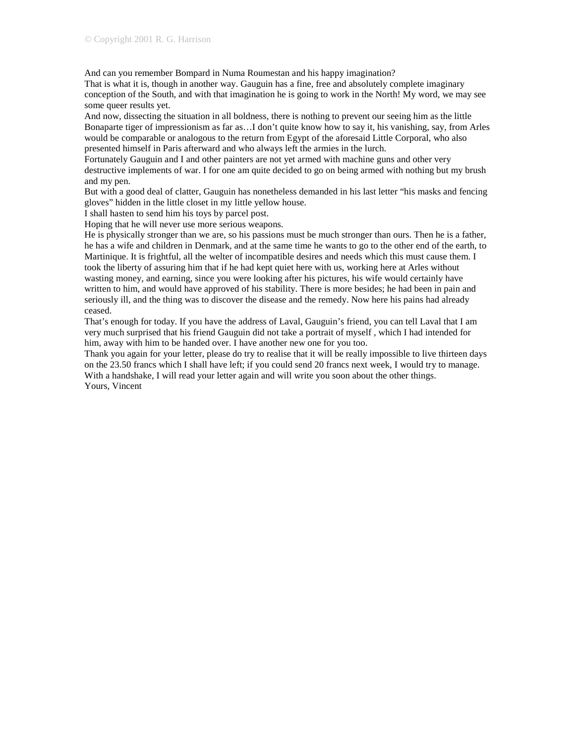And can you remember Bompard in Numa Roumestan and his happy imagination?

That is what it is, though in another way. Gauguin has a fine, free and absolutely complete imaginary conception of the South, and with that imagination he is going to work in the North! My word, we may see some queer results yet.

And now, dissecting the situation in all boldness, there is nothing to prevent our seeing him as the little Bonaparte tiger of impressionism as far as…I don't quite know how to say it, his vanishing, say, from Arles would be comparable or analogous to the return from Egypt of the aforesaid Little Corporal, who also presented himself in Paris afterward and who always left the armies in the lurch.

Fortunately Gauguin and I and other painters are not yet armed with machine guns and other very destructive implements of war. I for one am quite decided to go on being armed with nothing but my brush and my pen.

But with a good deal of clatter, Gauguin has nonetheless demanded in his last letter "his masks and fencing gloves" hidden in the little closet in my little yellow house.

I shall hasten to send him his toys by parcel post.

Hoping that he will never use more serious weapons.

He is physically stronger than we are, so his passions must be much stronger than ours. Then he is a father, he has a wife and children in Denmark, and at the same time he wants to go to the other end of the earth, to Martinique. It is frightful, all the welter of incompatible desires and needs which this must cause them. I took the liberty of assuring him that if he had kept quiet here with us, working here at Arles without wasting money, and earning, since you were looking after his pictures, his wife would certainly have written to him, and would have approved of his stability. There is more besides; he had been in pain and seriously ill, and the thing was to discover the disease and the remedy. Now here his pains had already ceased.

That's enough for today. If you have the address of Laval, Gauguin's friend, you can tell Laval that I am very much surprised that his friend Gauguin did not take a portrait of myself , which I had intended for him, away with him to be handed over. I have another new one for you too.

Thank you again for your letter, please do try to realise that it will be really impossible to live thirteen days on the 23.50 francs which I shall have left; if you could send 20 francs next week, I would try to manage.

With a handshake, I will read your letter again and will write you soon about the other things.

Yours, Vincent